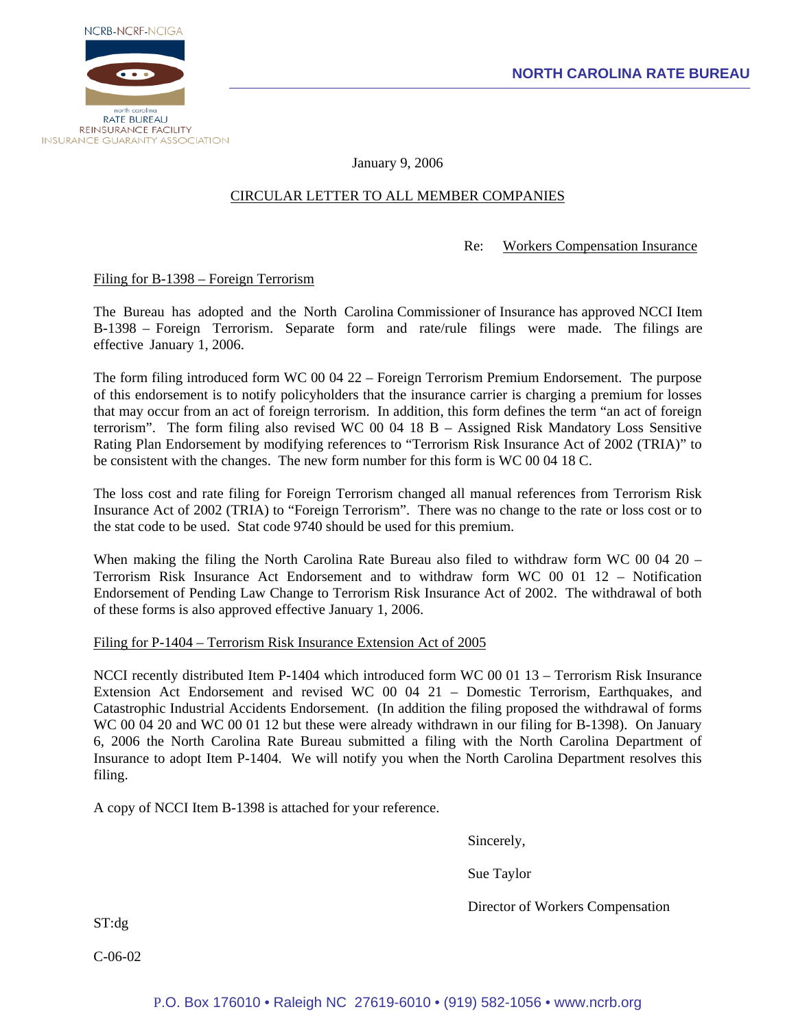NCRB-NCRF-NCIGA

north carolina
RATE BUREAU
REINSURANCE FACILITY
INSURANCE GUARANTY ASSOCIATION

**NORTH CAROLINA RATE BUREAU**

January 9, 2006

CIRCULAR LETTER TO ALL MEMBER COMPANIES

Re: Workers Compensation Insurance

Filing for B-1398 – Foreign Terrorism

The Bureau has adopted and the North Carolina Commissioner of Insurance has approved NCCI Item B-1398 – Foreign Terrorism. Separate form and rate/rule filings were made. The filings are effective January 1, 2006.

The form filing introduced form WC 00 04 22 – Foreign Terrorism Premium Endorsement. The purpose of this endorsement is to notify policyholders that the insurance carrier is charging a premium for losses that may occur from an act of foreign terrorism. In addition, this form defines the term "an act of foreign terrorism". The form filing also revised WC 00 04 18 B – Assigned Risk Mandatory Loss Sensitive Rating Plan Endorsement by modifying references to "Terrorism Risk Insurance Act of 2002 (TRIA)" to be consistent with the changes. The new form number for this form is WC 00 04 18 C.

The loss cost and rate filing for Foreign Terrorism changed all manual references from Terrorism Risk Insurance Act of 2002 (TRIA) to "Foreign Terrorism". There was no change to the rate or loss cost or to the stat code to be used. Stat code 9740 should be used for this premium.

When making the filing the North Carolina Rate Bureau also filed to withdraw form WC 00 04 20 – Terrorism Risk Insurance Act Endorsement and to withdraw form WC 00 01 12 – Notification Endorsement of Pending Law Change to Terrorism Risk Insurance Act of 2002. The withdrawal of both of these forms is also approved effective January 1, 2006.

Filing for P-1404 – Terrorism Risk Insurance Extension Act of 2005

NCCI recently distributed Item P-1404 which introduced form WC 00 01 13 – Terrorism Risk Insurance Extension Act Endorsement and revised WC 00 04 21 – Domestic Terrorism, Earthquakes, and Catastrophic Industrial Accidents Endorsement. (In addition the filing proposed the withdrawal of forms WC 00 04 20 and WC 00 01 12 but these were already withdrawn in our filing for B-1398). On January 6, 2006 the North Carolina Rate Bureau submitted a filing with the North Carolina Department of Insurance to adopt Item P-1404. We will notify you when the North Carolina Department resolves this filing.

A copy of NCCI Item B-1398 is attached for your reference.

Sincerely,

Sue Taylor

Director of Workers Compensation

ST:dg

C-06-02

P.O. Box 176010 • Raleigh NC 27619-6010 • (919) 582-1056 • www.ncrb.org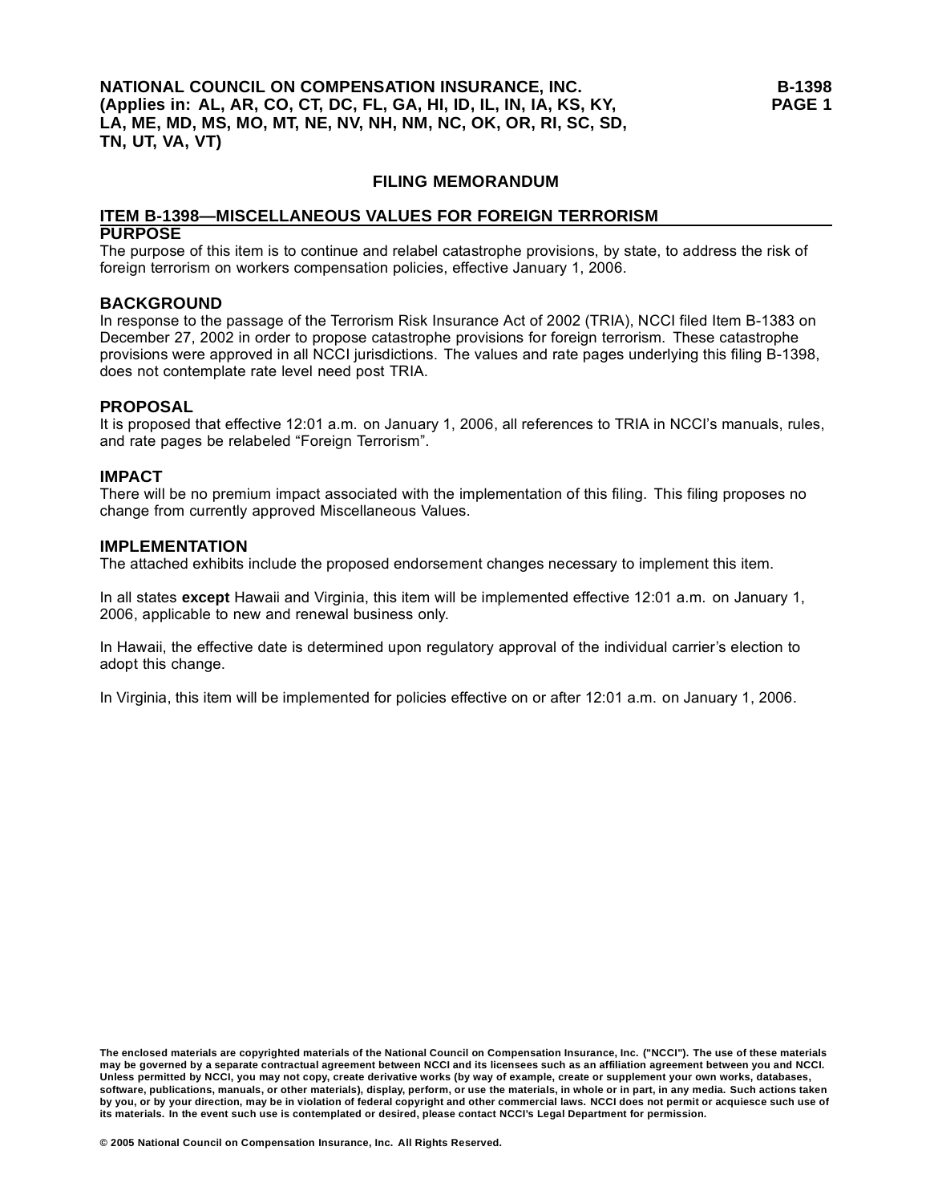**NATIONAL COUNCIL ON COMPENSATION INSURANCE, INC.**
**(Applies in: AL, AR, CO, CT, DC, FL, GA, HI, ID, IL, IN, IA, KS, KY, LA, ME, MD, MS, MO, MT, NE, NV, NH, NM, NC, OK, OR, RI, SC, SD, TN, UT, VA, VT)**

**B-1398**

## FILING MEMORANDUM

## ITEM B-1398—MISCELLANEOUS VALUES FOR FOREIGN TERRORISM

### PURPOSE

The purpose of this item is to continue and relabel catastrophe provisions, by state, to address the risk of foreign terrorism on workers compensation policies, effective January 1, 2006.

### BACKGROUND

In response to the passage of the Terrorism Risk Insurance Act of 2002 (TRIA), NCCI filed Item B-1383 on December 27, 2002 in order to propose catastrophe provisions for foreign terrorism. These catastrophe provisions were approved in all NCCI jurisdictions. The values and rate pages underlying this filing B-1398, does not contemplate rate level need post TRIA.

### PROPOSAL

It is proposed that effective 12:01 a.m. on January 1, 2006, all references to TRIA in NCCI's manuals, rules, and rate pages be relabeled "Foreign Terrorism".

### IMPACT

There will be no premium impact associated with the implementation of this filing. This filing proposes no change from currently approved Miscellaneous Values.

### IMPLEMENTATION

The attached exhibits include the proposed endorsement changes necessary to implement this item.

In all states **except** Hawaii and Virginia, this item will be implemented effective 12:01 a.m. on January 1, 2006, applicable to new and renewal business only.

In Hawaii, the effective date is determined upon regulatory approval of the individual carrier's election to adopt this change.

In Virginia, this item will be implemented for policies effective on or after 12:01 a.m. on January 1, 2006.

**The enclosed materials are copyrighted materials of the National Council on Compensation Insurance, Inc. ("NCCI"). The use of these materials may be governed by a separate contractual agreement between NCCI and its licensees such as an affiliation agreement between you and NCCI. Unless permitted by NCCI, you may not copy, create derivative works (by way of example, create or supplement your own works, databases, software, publications, manuals, or other materials), display, perform, or use the materials, in whole or in part, in any media. Such actions taken by you, or by your direction, may be in violation of federal copyright and other commercial laws. NCCI does not permit or acquiesce such use of its materials. In the event such use is contemplated or desired, please contact NCCI's Legal Department for permission.**

**© 2005 National Council on Compensation Insurance, Inc. All Rights Reserved.**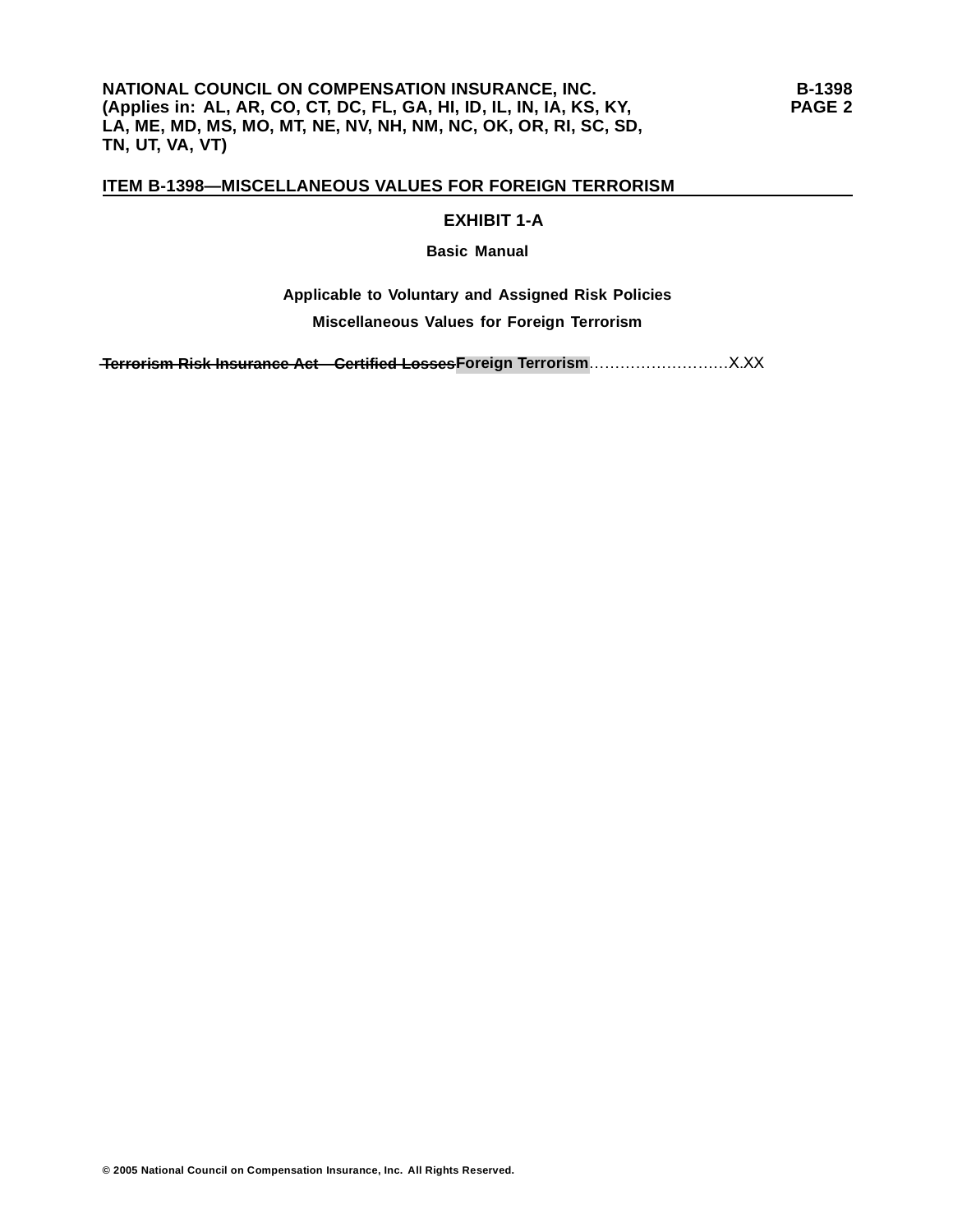## ITEM B-1398—MISCELLANEOUS VALUES FOR FOREIGN TERRORISM

### EXHIBIT 1-A

**Basic Manual**

**Applicable to Voluntary and Assigned Risk Policies**

**Miscellaneous Values for Foreign Terrorism**

~~Terrorism Risk Insurance Act—Certified Losses~~**Foreign Terrorism**……………………….X.XX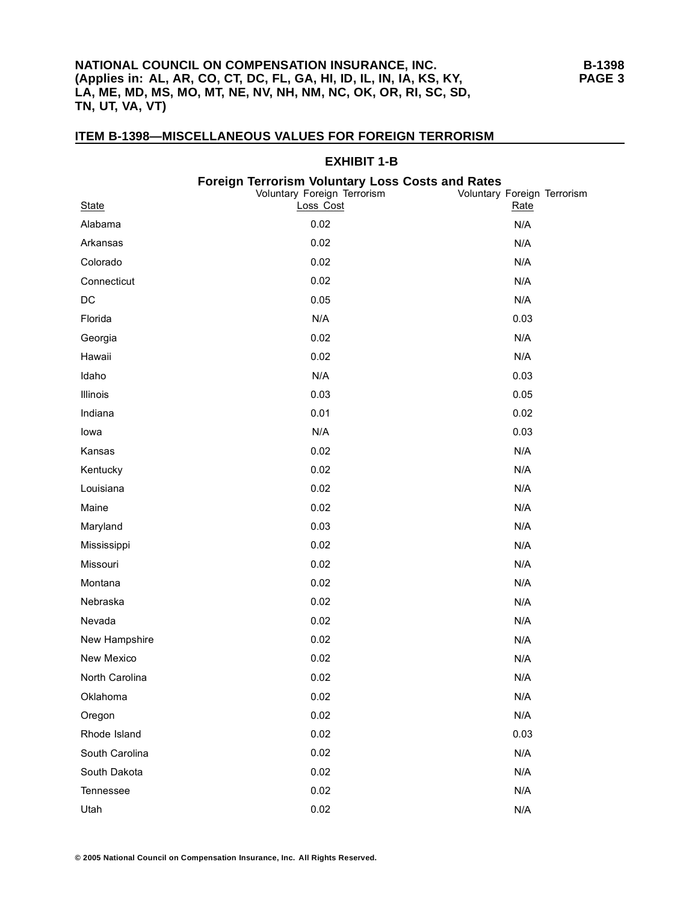## ITEM B-1398—MISCELLANEOUS VALUES FOR FOREIGN TERRORISM

### EXHIBIT 1-B

**Foreign Terrorism Voluntary Loss Costs and Rates**

| State | Voluntary Foreign Terrorism Loss Cost | Voluntary Foreign Terrorism Rate |
|---|---|---|
| Alabama | 0.02 | N/A |
| Arkansas | 0.02 | N/A |
| Colorado | 0.02 | N/A |
| Connecticut | 0.02 | N/A |
| DC | 0.05 | N/A |
| Florida | N/A | 0.03 |
| Georgia | 0.02 | N/A |
| Hawaii | 0.02 | N/A |
| Idaho | N/A | 0.03 |
| Illinois | 0.03 | 0.05 |
| Indiana | 0.01 | 0.02 |
| Iowa | N/A | 0.03 |
| Kansas | 0.02 | N/A |
| Kentucky | 0.02 | N/A |
| Louisiana | 0.02 | N/A |
| Maine | 0.02 | N/A |
| Maryland | 0.03 | N/A |
| Mississippi | 0.02 | N/A |
| Missouri | 0.02 | N/A |
| Montana | 0.02 | N/A |
| Nebraska | 0.02 | N/A |
| Nevada | 0.02 | N/A |
| New Hampshire | 0.02 | N/A |
| New Mexico | 0.02 | N/A |
| North Carolina | 0.02 | N/A |
| Oklahoma | 0.02 | N/A |
| Oregon | 0.02 | N/A |
| Rhode Island | 0.02 | 0.03 |
| South Carolina | 0.02 | N/A |
| South Dakota | 0.02 | N/A |
| Tennessee | 0.02 | N/A |
| Utah | 0.02 | N/A |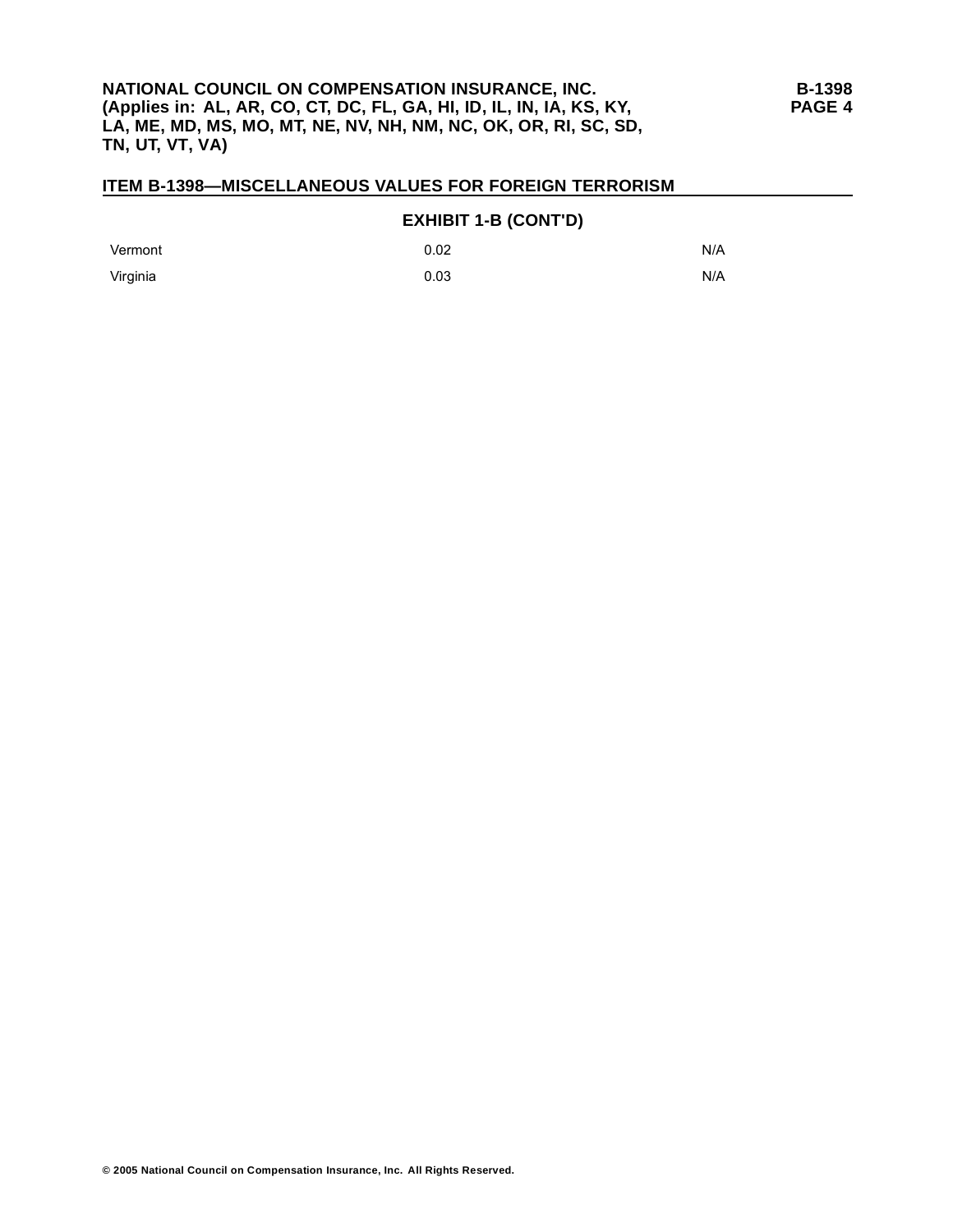## ITEM B-1398—MISCELLANEOUS VALUES FOR FOREIGN TERRORISM

### EXHIBIT 1-B (CONT'D)

| | | |
|---|---|---|
| Vermont | 0.02 | N/A |
| Virginia | 0.03 | N/A |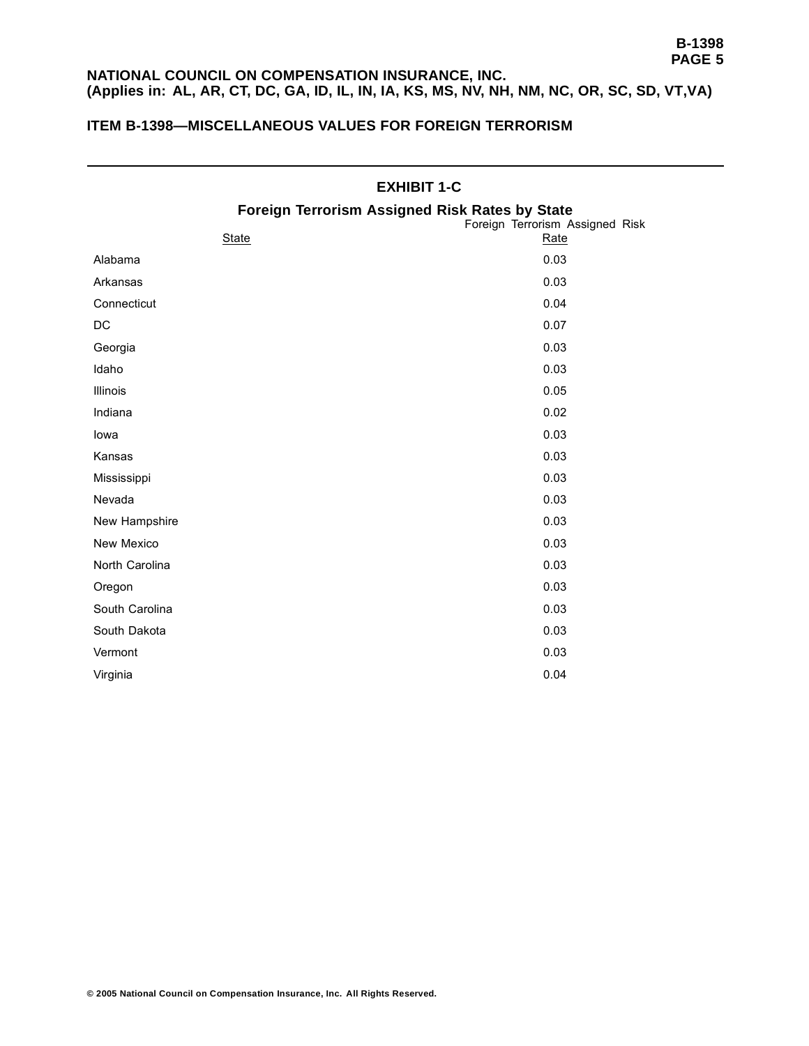NATIONAL COUNCIL ON COMPENSATION INSURANCE, INC.
**(Applies in: AL, AR, CT, DC, GA, ID, IL, IN, IA, KS, MS, NV, NH, NM, NC, OR, SC, SD, VT,VA)**

## ITEM B-1398—MISCELLANEOUS VALUES FOR FOREIGN TERRORISM

---

### EXHIBIT 1-C

### Foreign Terrorism Assigned Risk Rates by State

| State | Foreign Terrorism Assigned Risk Rate |
|---|---|
| Alabama | 0.03 |
| Arkansas | 0.03 |
| Connecticut | 0.04 |
| DC | 0.07 |
| Georgia | 0.03 |
| Idaho | 0.03 |
| Illinois | 0.05 |
| Indiana | 0.02 |
| Iowa | 0.03 |
| Kansas | 0.03 |
| Mississippi | 0.03 |
| Nevada | 0.03 |
| New Hampshire | 0.03 |
| New Mexico | 0.03 |
| North Carolina | 0.03 |
| Oregon | 0.03 |
| South Carolina | 0.03 |
| South Dakota | 0.03 |
| Vermont | 0.03 |
| Virginia | 0.04 |

© 2005 National Council on Compensation Insurance, Inc. All Rights Reserved.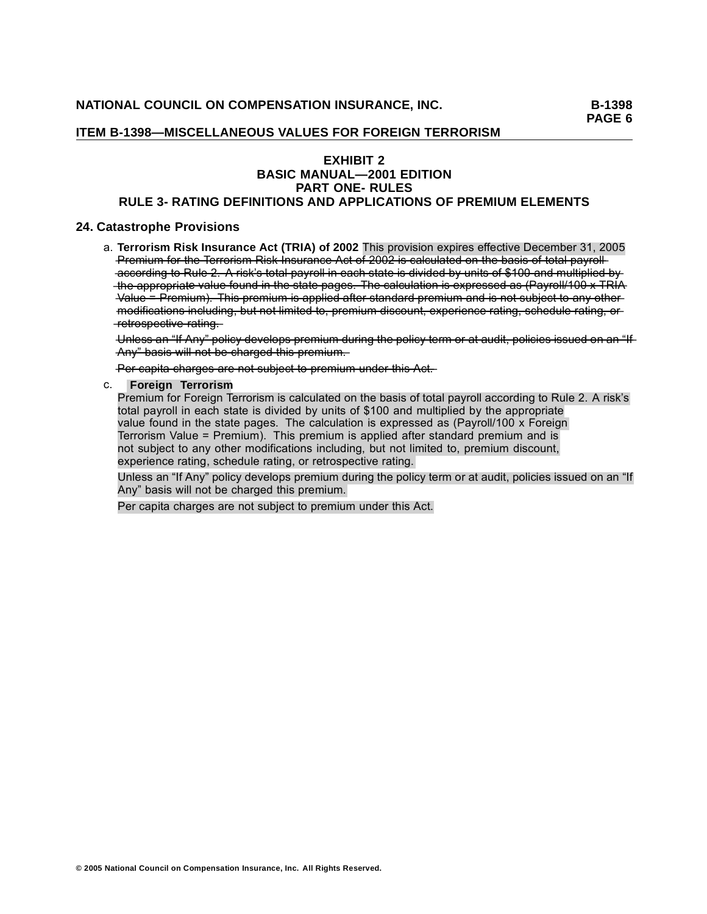### ITEM B-1398—MISCELLANEOUS VALUES FOR FOREIGN TERRORISM

## EXHIBIT 2
## BASIC MANUAL—2001 EDITION
## PART ONE- RULES
## RULE 3- RATING DEFINITIONS AND APPLICATIONS OF PREMIUM ELEMENTS

### 24. Catastrophe Provisions

a. **Terrorism Risk Insurance Act (TRIA) of 2002** This provision expires effective December 31, 2005
~~Premium for the Terrorism Risk Insurance Act of 2002 is calculated on the basis of total payroll according to Rule 2. A risk's total payroll in each state is divided by units of $100 and multiplied by the appropriate value found in the state pages. The calculation is expressed as (Payroll/100 x TRIA Value = Premium). This premium is applied after standard premium and is not subject to any other modifications including, but not limited to, premium discount, experience rating, schedule rating, or retrospective rating.~~

~~Unless an "If Any" policy develops premium during the policy term or at audit, policies issued on an "If Any" basis will not be charged this premium.~~

~~Per capita charges are not subject to premium under this Act.~~

c. **Foreign Terrorism**
Premium for Foreign Terrorism is calculated on the basis of total payroll according to Rule 2. A risk's total payroll in each state is divided by units of $100 and multiplied by the appropriate value found in the state pages. The calculation is expressed as (Payroll/100 x Foreign Terrorism Value = Premium). This premium is applied after standard premium and is not subject to any other modifications including, but not limited to, premium discount, experience rating, schedule rating, or retrospective rating.

Unless an "If Any" policy develops premium during the policy term or at audit, policies issued on an "If Any" basis will not be charged this premium.

Per capita charges are not subject to premium under this Act.

© 2005 National Council on Compensation Insurance, Inc. All Rights Reserved.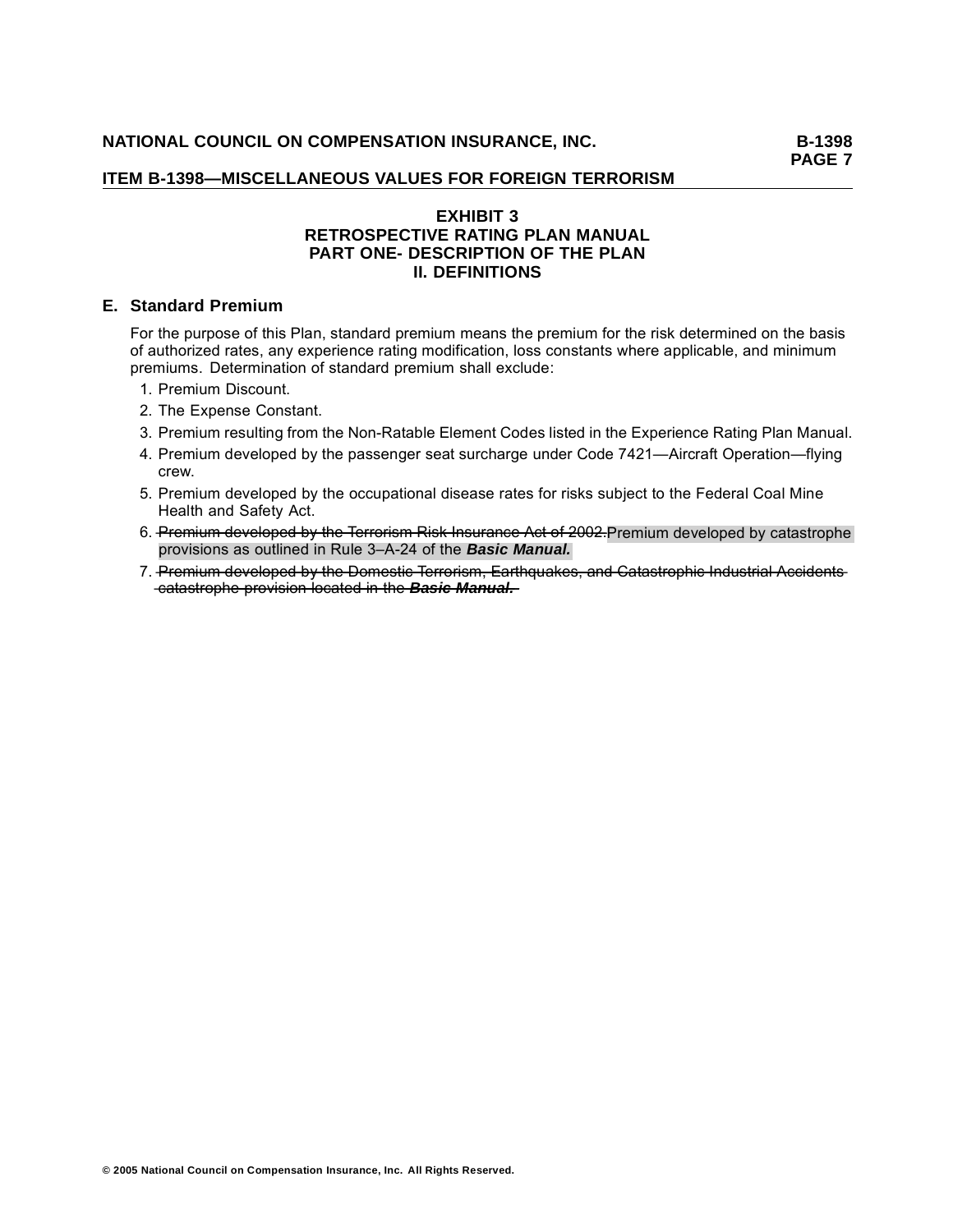### EXHIBIT 3
### RETROSPECTIVE RATING PLAN MANUAL
### PART ONE- DESCRIPTION OF THE PLAN
### II. DEFINITIONS

## E. Standard Premium

For the purpose of this Plan, standard premium means the premium for the risk determined on the basis of authorized rates, any experience rating modification, loss constants where applicable, and minimum premiums. Determination of standard premium shall exclude:

1. Premium Discount.
2. The Expense Constant.
3. Premium resulting from the Non-Ratable Element Codes listed in the Experience Rating Plan Manual.
4. Premium developed by the passenger seat surcharge under Code 7421—Aircraft Operation—flying crew.
5. Premium developed by the occupational disease rates for risks subject to the Federal Coal Mine Health and Safety Act.
6. ~~Premium developed by the Terrorism Risk Insurance Act of 2002.~~Premium developed by catastrophe provisions as outlined in Rule 3–A-24 of the ***Basic Manual.***
7. ~~Premium developed by the Domestic Terrorism, Earthquakes, and Catastrophic Industrial Accidents catastrophe provision located in the **_Basic Manual._**~~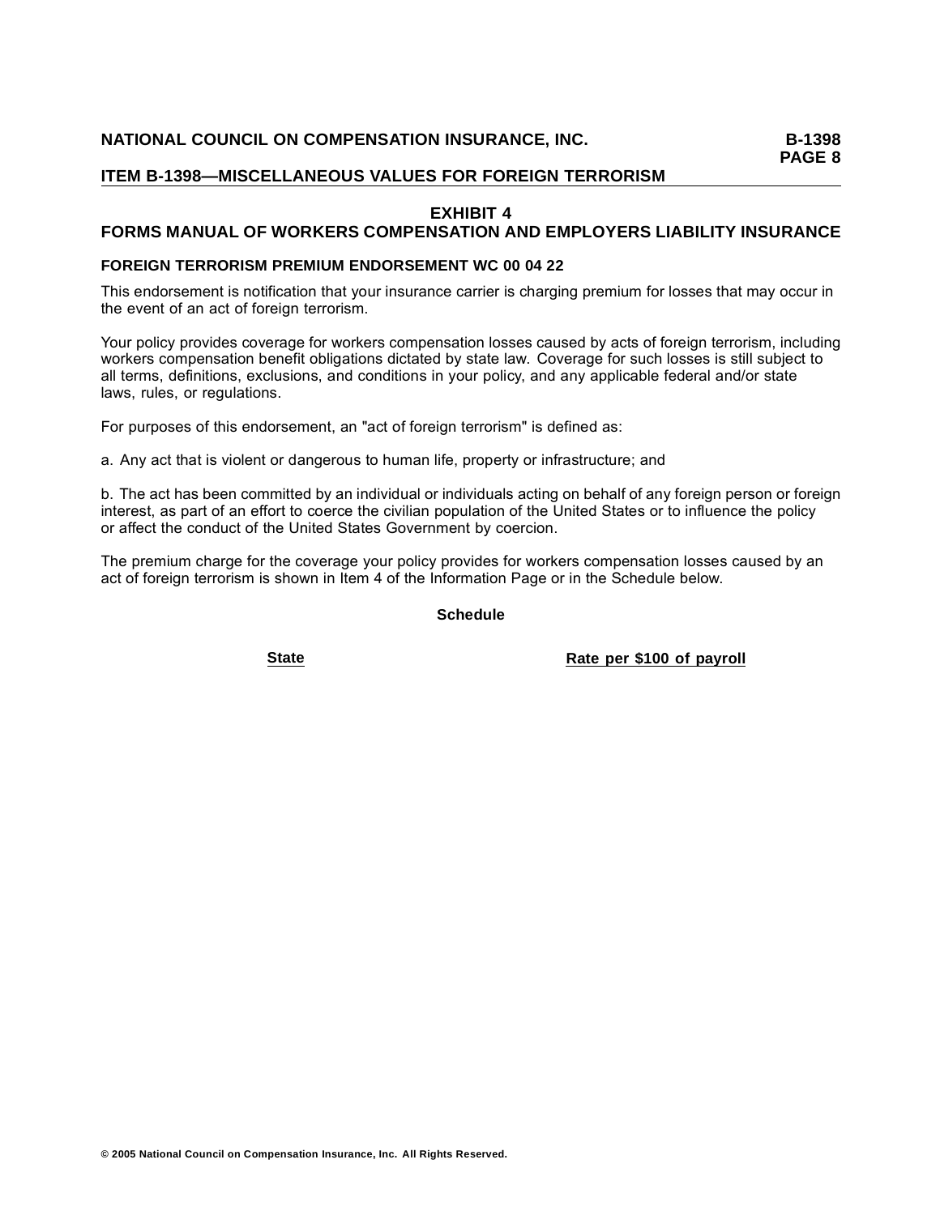# EXHIBIT 4
## FORMS MANUAL OF WORKERS COMPENSATION AND EMPLOYERS LIABILITY INSURANCE

### FOREIGN TERRORISM PREMIUM ENDORSEMENT WC 00 04 22

This endorsement is notification that your insurance carrier is charging premium for losses that may occur in the event of an act of foreign terrorism.

Your policy provides coverage for workers compensation losses caused by acts of foreign terrorism, including workers compensation benefit obligations dictated by state law. Coverage for such losses is still subject to all terms, definitions, exclusions, and conditions in your policy, and any applicable federal and/or state laws, rules, or regulations.

For purposes of this endorsement, an "act of foreign terrorism" is defined as:

a. Any act that is violent or dangerous to human life, property or infrastructure; and

b. The act has been committed by an individual or individuals acting on behalf of any foreign person or foreign interest, as part of an effort to coerce the civilian population of the United States or to influence the policy or affect the conduct of the United States Government by coercion.

The premium charge for the coverage your policy provides for workers compensation losses caused by an act of foreign terrorism is shown in Item 4 of the Information Page or in the Schedule below.

**Schedule**

| State | Rate per $100 of payroll |
|---|---|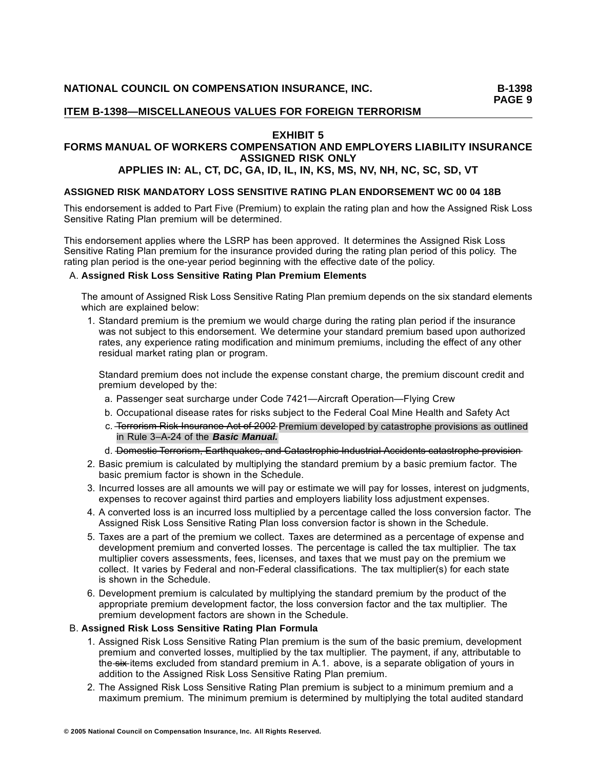## EXHIBIT 5
## FORMS MANUAL OF WORKERS COMPENSATION AND EMPLOYERS LIABILITY INSURANCE
## ASSIGNED RISK ONLY
## APPLIES IN: AL, CT, DC, GA, ID, IL, IN, KS, MS, NV, NH, NC, SC, SD, VT

### ASSIGNED RISK MANDATORY LOSS SENSITIVE RATING PLAN ENDORSEMENT WC 00 04 18B

This endorsement is added to Part Five (Premium) to explain the rating plan and how the Assigned Risk Loss Sensitive Rating Plan premium will be determined.

This endorsement applies where the LSRP has been approved. It determines the Assigned Risk Loss Sensitive Rating Plan premium for the insurance provided during the rating plan period of this policy. The rating plan period is the one-year period beginning with the effective date of the policy.

A. **Assigned Risk Loss Sensitive Rating Plan Premium Elements**

The amount of Assigned Risk Loss Sensitive Rating Plan premium depends on the six standard elements which are explained below:

1. Standard premium is the premium we would charge during the rating plan period if the insurance was not subject to this endorsement. We determine your standard premium based upon authorized rates, any experience rating modification and minimum premiums, including the effect of any other residual market rating plan or program.

   Standard premium does not include the expense constant charge, the premium discount credit and premium developed by the:

   a. Passenger seat surcharge under Code 7421—Aircraft Operation—Flying Crew
   b. Occupational disease rates for risks subject to the Federal Coal Mine Health and Safety Act
   c. ~~Terrorism Risk Insurance Act of 2002~~ Premium developed by catastrophe provisions as outlined in Rule 3–A-24 of the ***Basic Manual.***
   d. ~~Domestic Terrorism, Earthquakes, and Catastrophic Industrial Accidents catastrophe provision~~

2. Basic premium is calculated by multiplying the standard premium by a basic premium factor. The basic premium factor is shown in the Schedule.
3. Incurred losses are all amounts we will pay or estimate we will pay for losses, interest on judgments, expenses to recover against third parties and employers liability loss adjustment expenses.
4. A converted loss is an incurred loss multiplied by a percentage called the loss conversion factor. The Assigned Risk Loss Sensitive Rating Plan loss conversion factor is shown in the Schedule.
5. Taxes are a part of the premium we collect. Taxes are determined as a percentage of expense and development premium and converted losses. The percentage is called the tax multiplier. The tax multiplier covers assessments, fees, licenses, and taxes that we must pay on the premium we collect. It varies by Federal and non-Federal classifications. The tax multiplier(s) for each state is shown in the Schedule.
6. Development premium is calculated by multiplying the standard premium by the product of the appropriate premium development factor, the loss conversion factor and the tax multiplier. The premium development factors are shown in the Schedule.

B. **Assigned Risk Loss Sensitive Rating Plan Formula**

1. Assigned Risk Loss Sensitive Rating Plan premium is the sum of the basic premium, development premium and converted losses, multiplied by the tax multiplier. The payment, if any, attributable to the ~~six~~ items excluded from standard premium in A.1. above, is a separate obligation of yours in addition to the Assigned Risk Loss Sensitive Rating Plan premium.
2. The Assigned Risk Loss Sensitive Rating Plan premium is subject to a minimum premium and a maximum premium. The minimum premium is determined by multiplying the total audited standard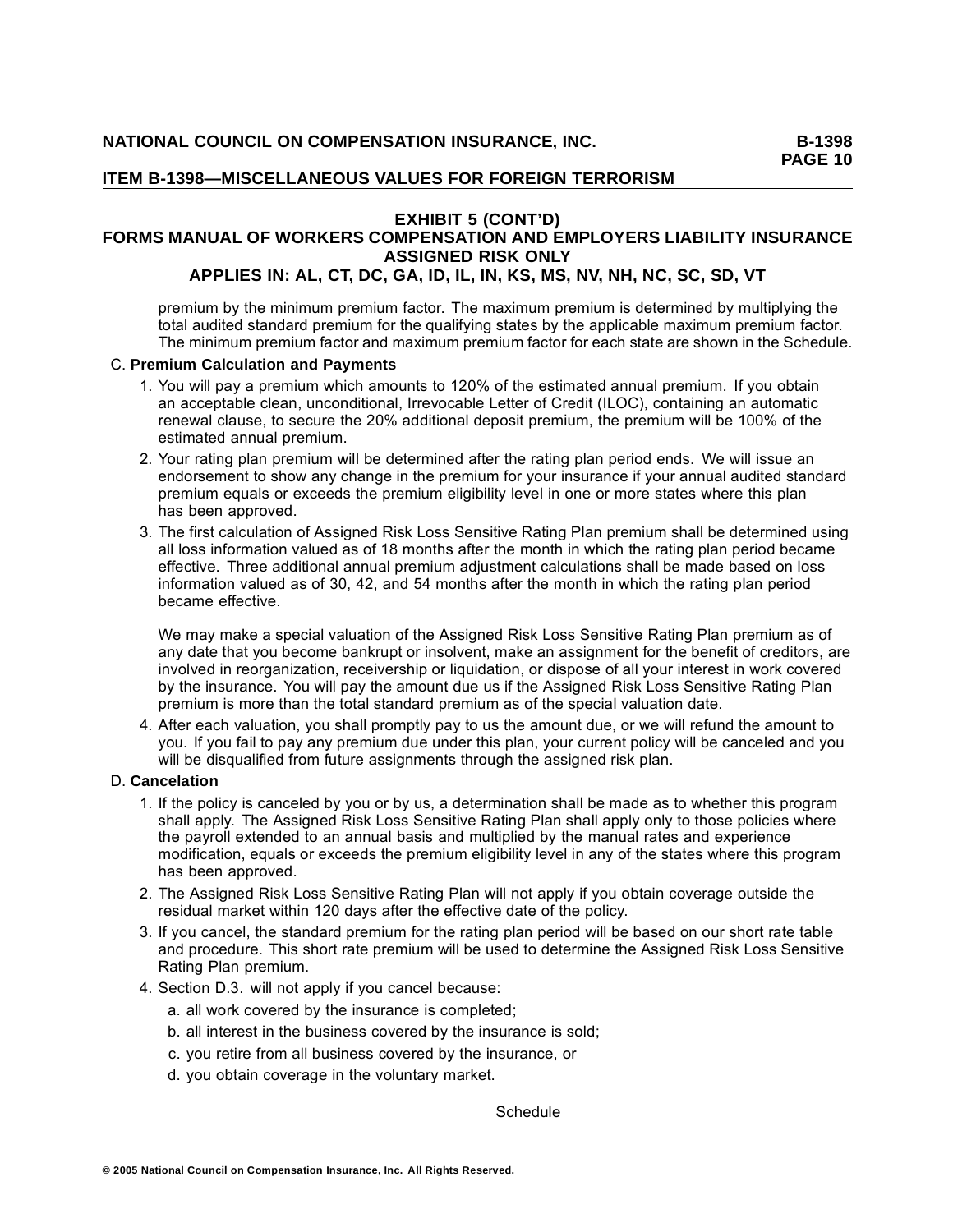## EXHIBIT 5 (CONT'D)
## FORMS MANUAL OF WORKERS COMPENSATION AND EMPLOYERS LIABILITY INSURANCE ASSIGNED RISK ONLY
## APPLIES IN: AL, CT, DC, GA, ID, IL, IN, KS, MS, NV, NH, NC, SC, SD, VT

premium by the minimum premium factor. The maximum premium is determined by multiplying the total audited standard premium for the qualifying states by the applicable maximum premium factor. The minimum premium factor and maximum premium factor for each state are shown in the Schedule.

C. **Premium Calculation and Payments**

1. You will pay a premium which amounts to 120% of the estimated annual premium. If you obtain an acceptable clean, unconditional, Irrevocable Letter of Credit (ILOC), containing an automatic renewal clause, to secure the 20% additional deposit premium, the premium will be 100% of the estimated annual premium.
2. Your rating plan premium will be determined after the rating plan period ends. We will issue an endorsement to show any change in the premium for your insurance if your annual audited standard premium equals or exceeds the premium eligibility level in one or more states where this plan has been approved.
3. The first calculation of Assigned Risk Loss Sensitive Rating Plan premium shall be determined using all loss information valued as of 18 months after the month in which the rating plan period became effective. Three additional annual premium adjustment calculations shall be made based on loss information valued as of 30, 42, and 54 months after the month in which the rating plan period became effective.

   We may make a special valuation of the Assigned Risk Loss Sensitive Rating Plan premium as of any date that you become bankrupt or insolvent, make an assignment for the benefit of creditors, are involved in reorganization, receivership or liquidation, or dispose of all your interest in work covered by the insurance. You will pay the amount due us if the Assigned Risk Loss Sensitive Rating Plan premium is more than the total standard premium as of the special valuation date.
4. After each valuation, you shall promptly pay to us the amount due, or we will refund the amount to you. If you fail to pay any premium due under this plan, your current policy will be canceled and you will be disqualified from future assignments through the assigned risk plan.

D. **Cancelation**

1. If the policy is canceled by you or by us, a determination shall be made as to whether this program shall apply. The Assigned Risk Loss Sensitive Rating Plan shall apply only to those policies where the payroll extended to an annual basis and multiplied by the manual rates and experience modification, equals or exceeds the premium eligibility level in any of the states where this program has been approved.
2. The Assigned Risk Loss Sensitive Rating Plan will not apply if you obtain coverage outside the residual market within 120 days after the effective date of the policy.
3. If you cancel, the standard premium for the rating plan period will be based on our short rate table and procedure. This short rate premium will be used to determine the Assigned Risk Loss Sensitive Rating Plan premium.
4. Section D.3. will not apply if you cancel because:
   a. all work covered by the insurance is completed;
   b. all interest in the business covered by the insurance is sold;
   c. you retire from all business covered by the insurance, or
   d. you obtain coverage in the voluntary market.

Schedule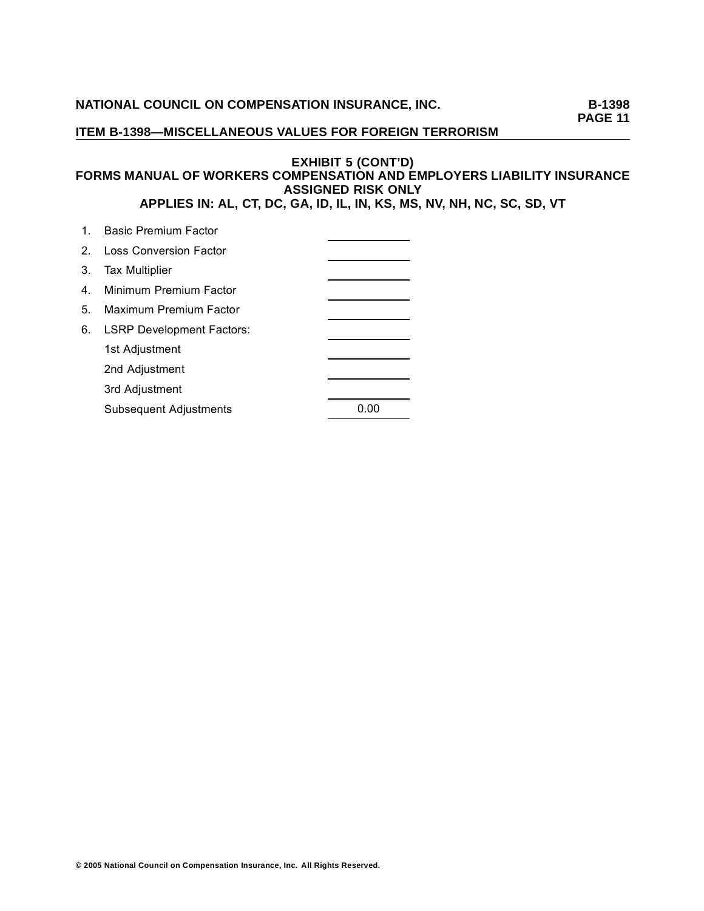## ITEM B-1398—MISCELLANEOUS VALUES FOR FOREIGN TERRORISM

### EXHIBIT 5 (CONT'D)
### FORMS MANUAL OF WORKERS COMPENSATION AND EMPLOYERS LIABILITY INSURANCE
### ASSIGNED RISK ONLY
### APPLIES IN: AL, CT, DC, GA, ID, IL, IN, KS, MS, NV, NH, NC, SC, SD, VT

| | | |
|---|---|---|
| 1. | Basic Premium Factor | |
| 2. | Loss Conversion Factor | |
| 3. | Tax Multiplier | |
| 4. | Minimum Premium Factor | |
| 5. | Maximum Premium Factor | |
| 6. | LSRP Development Factors: | |
| | 1st Adjustment | |
| | 2nd Adjustment | |
| | 3rd Adjustment | |
| | Subsequent Adjustments | 0.00 |

© 2005 National Council on Compensation Insurance, Inc. All Rights Reserved.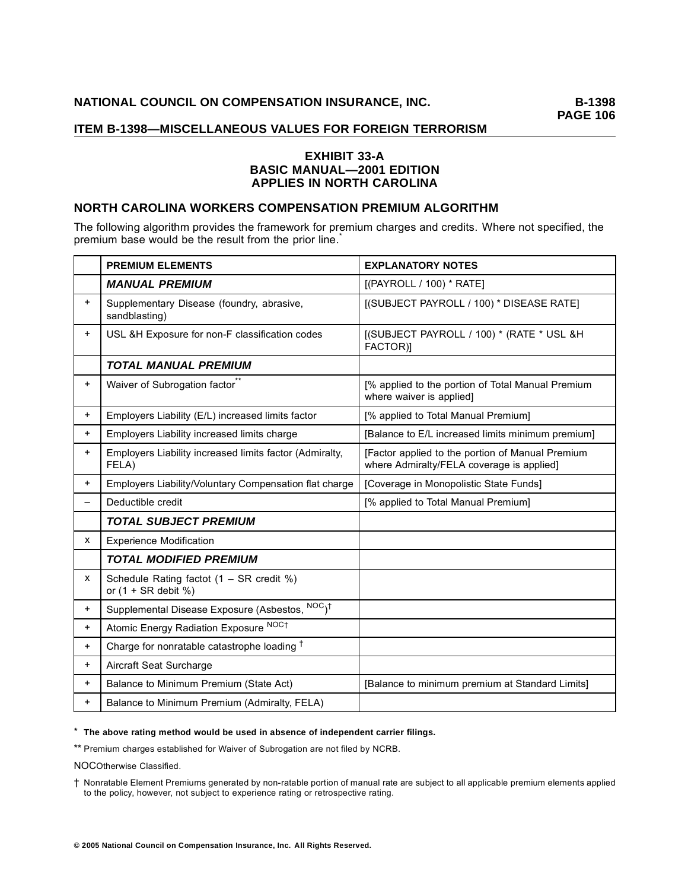## ITEM B-1398—MISCELLANEOUS VALUES FOR FOREIGN TERRORISM

### EXHIBIT 33-A
### BASIC MANUAL—2001 EDITION
### APPLIES IN NORTH CAROLINA

## NORTH CAROLINA WORKERS COMPENSATION PREMIUM ALGORITHM

The following algorithm provides the framework for premium charges and credits. Where not specified, the premium base would be the result from the prior line.*

| | PREMIUM ELEMENTS | EXPLANATORY NOTES |
|---|---|---|
| | ***MANUAL PREMIUM*** | [(PAYROLL / 100) * RATE] |
| + | Supplementary Disease (foundry, abrasive, sandblasting) | [(SUBJECT PAYROLL / 100) * DISEASE RATE] |
| + | USL &H Exposure for non-F classification codes | [(SUBJECT PAYROLL / 100) * (RATE * USL &H FACTOR)] |
| | ***TOTAL MANUAL PREMIUM*** | |
| + | Waiver of Subrogation factor** | [% applied to the portion of Total Manual Premium where waiver is applied] |
| + | Employers Liability (E/L) increased limits factor | [% applied to Total Manual Premium] |
| + | Employers Liability increased limits charge | [Balance to E/L increased limits minimum premium] |
| + | Employers Liability increased limits factor (Admiralty, FELA) | [Factor applied to the portion of Manual Premium where Admiralty/FELA coverage is applied] |
| + | Employers Liability/Voluntary Compensation flat charge | [Coverage in Monopolistic State Funds] |
| – | Deductible credit | [% applied to Total Manual Premium] |
| | ***TOTAL SUBJECT PREMIUM*** | |
| x | Experience Modification | |
| | ***TOTAL MODIFIED PREMIUM*** | |
| x | Schedule Rating factot (1 – SR credit %) or (1 + SR debit %) | |
| + | Supplemental Disease Exposure (Asbestos, NOC)† | |
| + | Atomic Energy Radiation Exposure NOC† | |
| + | Charge for nonratable catastrophe loading † | |
| + | Aircraft Seat Surcharge | |
| + | Balance to Minimum Premium (State Act) | [Balance to minimum premium at Standard Limits] |
| + | Balance to Minimum Premium (Admiralty, FELA) | |

\* **The above rating method would be used in absence of independent carrier filings.**

** Premium charges established for Waiver of Subrogation are not filed by NCRB.

NOC Otherwise Classified.

† Nonratable Element Premiums generated by non-ratable portion of manual rate are subject to all applicable premium elements applied to the policy, however, not subject to experience rating or retrospective rating.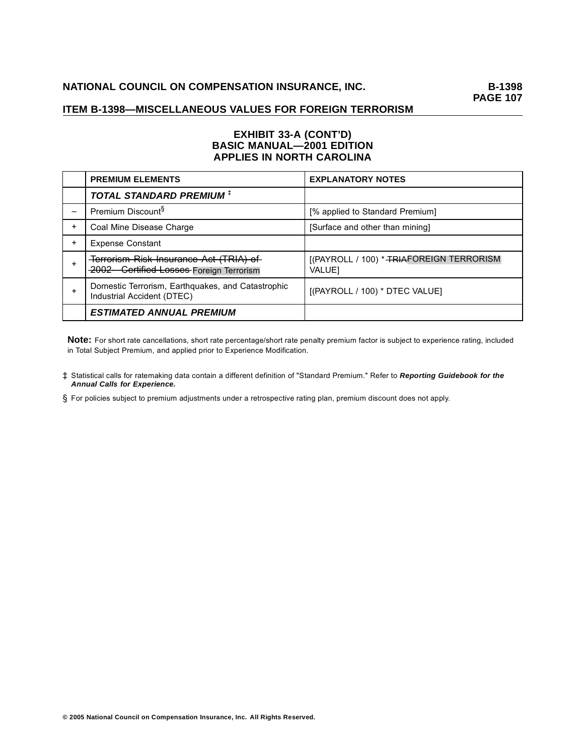# ITEM B-1398—MISCELLANEOUS VALUES FOR FOREIGN TERRORISM

## EXHIBIT 33-A (CONT'D) BASIC MANUAL—2001 EDITION APPLIES IN NORTH CAROLINA

| | PREMIUM ELEMENTS | EXPLANATORY NOTES |
|---|---|---|
| | ***TOTAL STANDARD PREMIUM*** ‡ | |
| – | Premium Discount§ | [% applied to Standard Premium] |
| + | Coal Mine Disease Charge | [Surface and other than mining] |
| + | Expense Constant | |
| + | ~~Terrorism Risk Insurance Act (TRIA) of 2002—Certified Losses~~ Foreign Terrorism | [(PAYROLL / 100) * ~~TRIA~~FOREIGN TERRORISM VALUE] |
| + | Domestic Terrorism, Earthquakes, and Catastrophic Industrial Accident (DTEC) | [(PAYROLL / 100) * DTEC VALUE] |
| | ***ESTIMATED ANNUAL PREMIUM*** | |

**Note:** For short rate cancellations, short rate percentage/short rate penalty premium factor is subject to experience rating, included in Total Subject Premium, and applied prior to Experience Modification.

‡ Statistical calls for ratemaking data contain a different definition of "Standard Premium." Refer to ***Reporting Guidebook for the Annual Calls for Experience.***

§ For policies subject to premium adjustments under a retrospective rating plan, premium discount does not apply.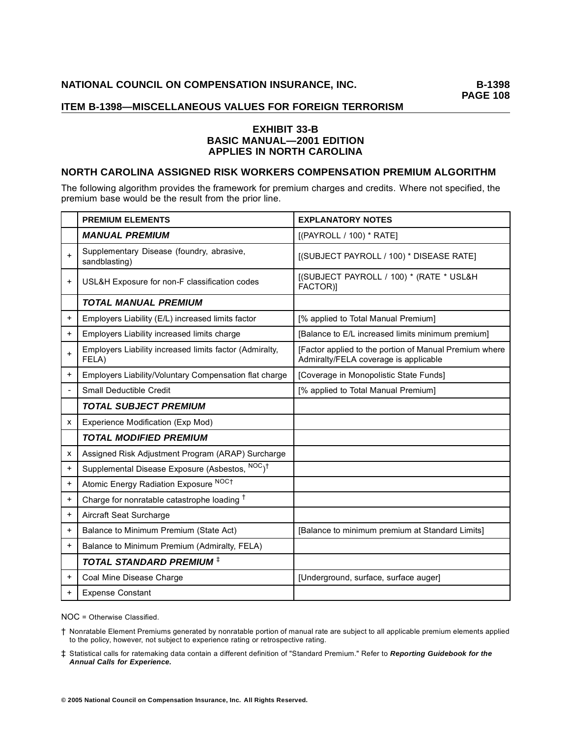## ITEM B-1398—MISCELLANEOUS VALUES FOR FOREIGN TERRORISM

### EXHIBIT 33-B
### BASIC MANUAL—2001 EDITION
### APPLIES IN NORTH CAROLINA

## NORTH CAROLINA ASSIGNED RISK WORKERS COMPENSATION PREMIUM ALGORITHM

The following algorithm provides the framework for premium charges and credits. Where not specified, the premium base would be the result from the prior line.

| | PREMIUM ELEMENTS | EXPLANATORY NOTES |
|---|---|---|
| | ***MANUAL PREMIUM*** | [(PAYROLL / 100) * RATE] |
| + | Supplementary Disease (foundry, abrasive, sandblasting) | [(SUBJECT PAYROLL / 100) * DISEASE RATE] |
| + | USL&H Exposure for non-F classification codes | [(SUBJECT PAYROLL / 100) * (RATE * USL&H FACTOR)] |
| | ***TOTAL MANUAL PREMIUM*** | |
| + | Employers Liability (E/L) increased limits factor | [% applied to Total Manual Premium] |
| + | Employers Liability increased limits charge | [Balance to E/L increased limits minimum premium] |
| + | Employers Liability increased limits factor (Admiralty, FELA) | [Factor applied to the portion of Manual Premium where Admiralty/FELA coverage is applicable |
| + | Employers Liability/Voluntary Compensation flat charge | [Coverage in Monopolistic State Funds] |
| - | Small Deductible Credit | [% applied to Total Manual Premium] |
| | ***TOTAL SUBJECT PREMIUM*** | |
| x | Experience Modification (Exp Mod) | |
| | ***TOTAL MODIFIED PREMIUM*** | |
| x | Assigned Risk Adjustment Program (ARAP) Surcharge | |
| + | Supplemental Disease Exposure (Asbestos, NOC)† | |
| + | Atomic Energy Radiation Exposure NOC† | |
| + | Charge for nonratable catastrophe loading † | |
| + | Aircraft Seat Surcharge | |
| + | Balance to Minimum Premium (State Act) | [Balance to minimum premium at Standard Limits] |
| + | Balance to Minimum Premium (Admiralty, FELA) | |
| | ***TOTAL STANDARD PREMIUM*** ‡ | |
| + | Coal Mine Disease Charge | [Underground, surface, surface auger] |
| + | Expense Constant | |

NOC = Otherwise Classified.

† Nonratable Element Premiums generated by nonratable portion of manual rate are subject to all applicable premium elements applied to the policy, however, not subject to experience rating or retrospective rating.

‡ Statistical calls for ratemaking data contain a different definition of "Standard Premium." Refer to ***Reporting Guidebook for the Annual Calls for Experience.***

**© 2005 National Council on Compensation Insurance, Inc. All Rights Reserved.**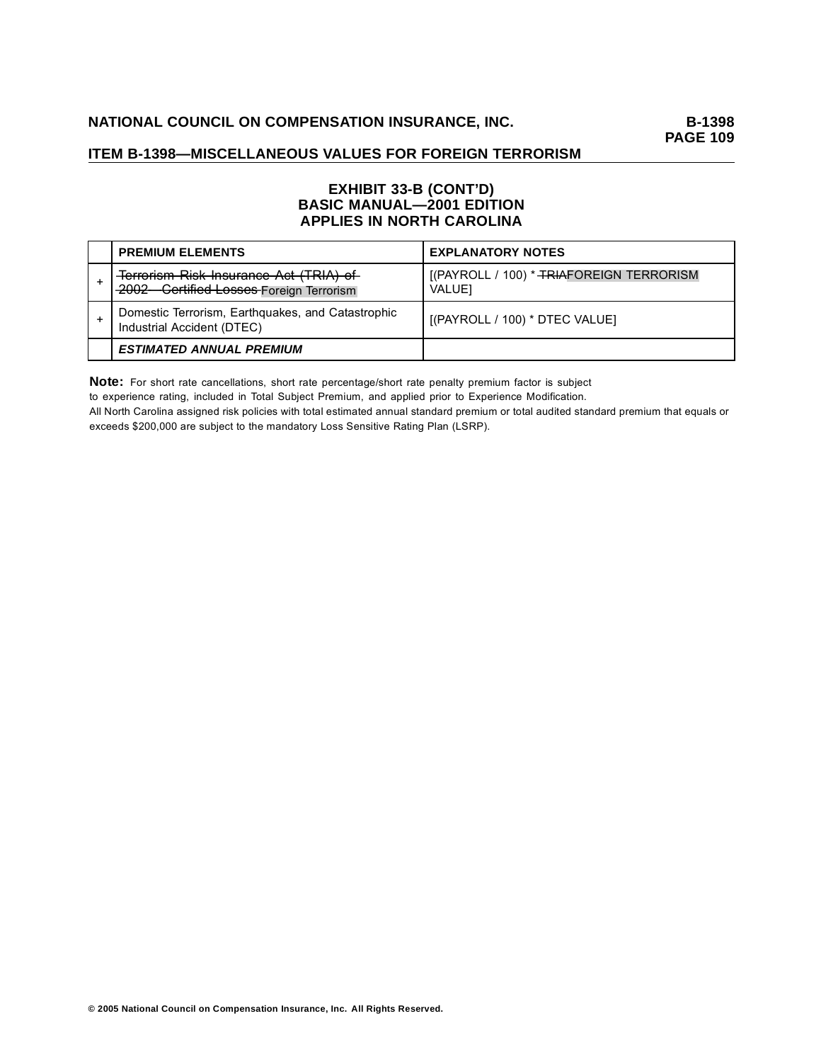## EXHIBIT 33-B (CONT'D)
## BASIC MANUAL—2001 EDITION
## APPLIES IN NORTH CAROLINA

| | PREMIUM ELEMENTS | EXPLANATORY NOTES |
|---|---|---|
| + | ~~Terrorism Risk Insurance Act (TRIA) of 2002 Certified Losses~~ Foreign Terrorism | [(PAYROLL / 100) * ~~TRIA~~FOREIGN TERRORISM VALUE] |
| + | Domestic Terrorism, Earthquakes, and Catastrophic Industrial Accident (DTEC) | [(PAYROLL / 100) * DTEC VALUE] |
| | ***ESTIMATED ANNUAL PREMIUM*** | |

**Note:** For short rate cancellations, short rate percentage/short rate penalty premium factor is subject to experience rating, included in Total Subject Premium, and applied prior to Experience Modification.

All North Carolina assigned risk policies with total estimated annual standard premium or total audited standard premium that equals or exceeds $200,000 are subject to the mandatory Loss Sensitive Rating Plan (LSRP).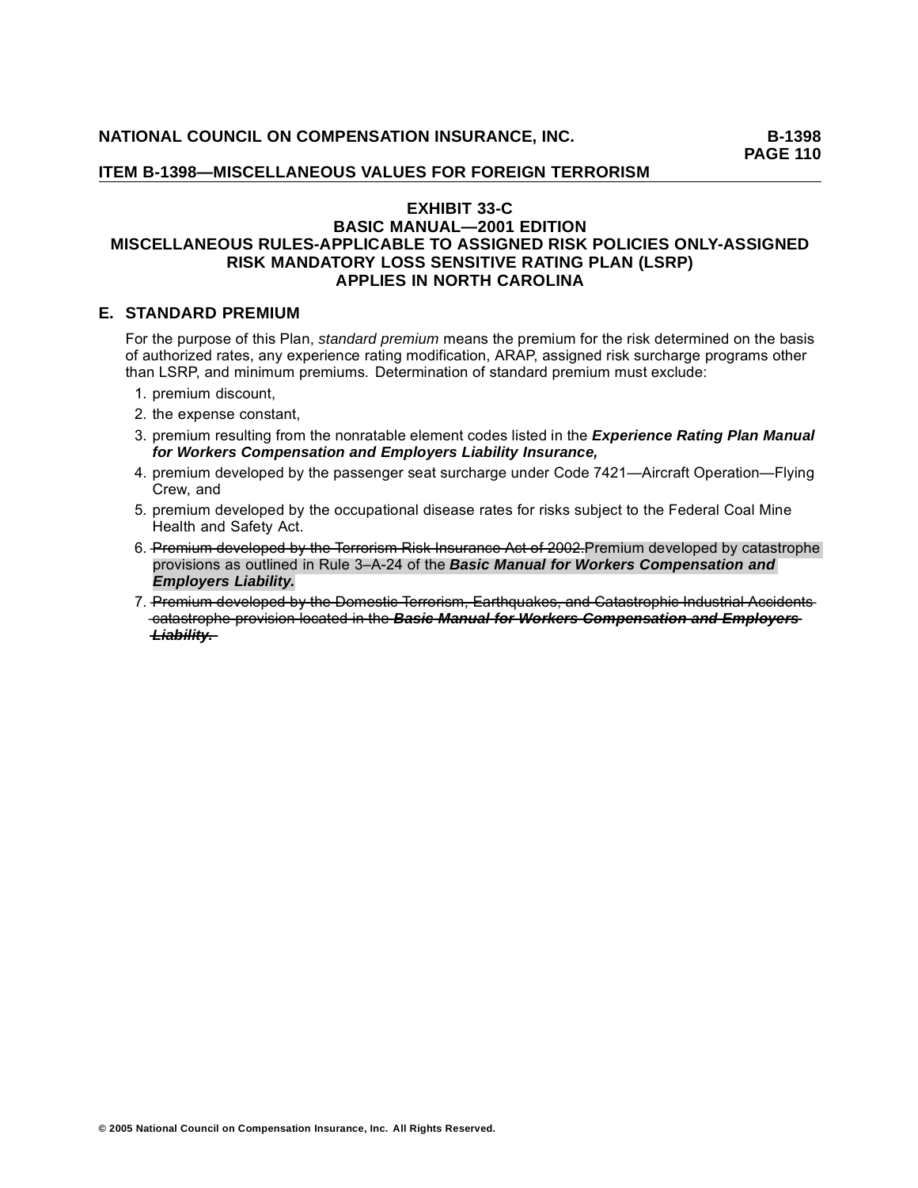**EXHIBIT 33-C**
**BASIC MANUAL—2001 EDITION**
**MISCELLANEOUS RULES-APPLICABLE TO ASSIGNED RISK POLICIES ONLY-ASSIGNED RISK MANDATORY LOSS SENSITIVE RATING PLAN (LSRP)**
**APPLIES IN NORTH CAROLINA**

## E. STANDARD PREMIUM

For the purpose of this Plan, *standard premium* means the premium for the risk determined on the basis of authorized rates, any experience rating modification, ARAP, assigned risk surcharge programs other than LSRP, and minimum premiums. Determination of standard premium must exclude:

1. premium discount,
2. the expense constant,
3. premium resulting from the nonratable element codes listed in the ***Experience Rating Plan Manual for Workers Compensation and Employers Liability Insurance,***
4. premium developed by the passenger seat surcharge under Code 7421—Aircraft Operation—Flying Crew, and
5. premium developed by the occupational disease rates for risks subject to the Federal Coal Mine Health and Safety Act.
6. ~~Premium developed by the Terrorism Risk Insurance Act of 2002.~~Premium developed by catastrophe provisions as outlined in Rule 3–A-24 of the ***Basic Manual for Workers Compensation and Employers Liability.***
7. ~~Premium developed by the Domestic Terrorism, Earthquakes, and Catastrophic Industrial Accidents catastrophe provision located in the ***Basic Manual for Workers Compensation and Employers Liability.***~~